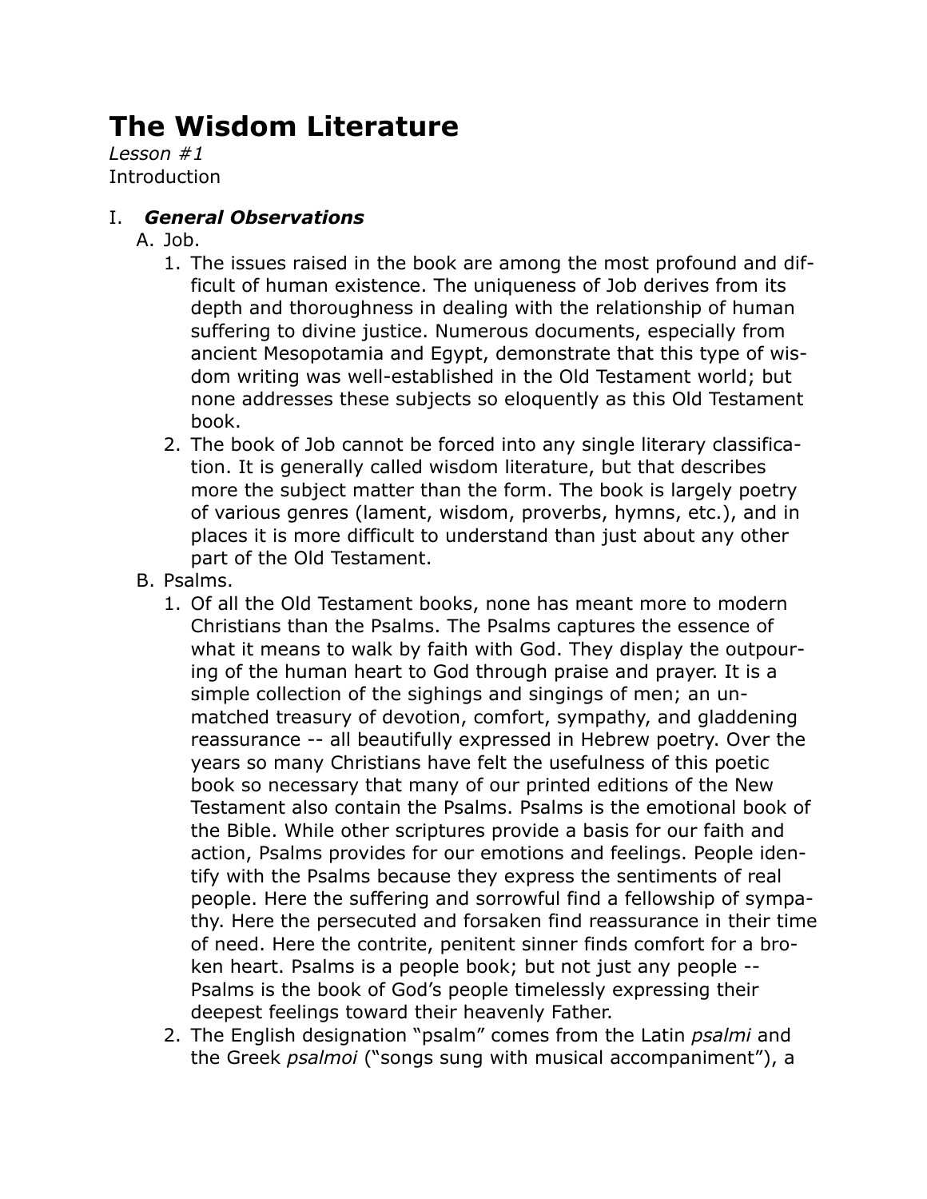# The Wisdom Literature

*Lesson #1*
Introduction

## I. *General Observations*

A. Job.

1. The issues raised in the book are among the most profound and difficult of human existence. The uniqueness of Job derives from its depth and thoroughness in dealing with the relationship of human suffering to divine justice. Numerous documents, especially from ancient Mesopotamia and Egypt, demonstrate that this type of wisdom writing was well-established in the Old Testament world; but none addresses these subjects so eloquently as this Old Testament book.
2. The book of Job cannot be forced into any single literary classification. It is generally called wisdom literature, but that describes more the subject matter than the form. The book is largely poetry of various genres (lament, wisdom, proverbs, hymns, etc.), and in places it is more difficult to understand than just about any other part of the Old Testament.

B. Psalms.

1. Of all the Old Testament books, none has meant more to modern Christians than the Psalms. The Psalms captures the essence of what it means to walk by faith with God. They display the outpouring of the human heart to God through praise and prayer. It is a simple collection of the sighings and singings of men; an unmatched treasury of devotion, comfort, sympathy, and gladdening reassurance -- all beautifully expressed in Hebrew poetry. Over the years so many Christians have felt the usefulness of this poetic book so necessary that many of our printed editions of the New Testament also contain the Psalms. Psalms is the emotional book of the Bible. While other scriptures provide a basis for our faith and action, Psalms provides for our emotions and feelings. People identify with the Psalms because they express the sentiments of real people. Here the suffering and sorrowful find a fellowship of sympathy. Here the persecuted and forsaken find reassurance in their time of need. Here the contrite, penitent sinner finds comfort for a broken heart. Psalms is a people book; but not just any people -- Psalms is the book of God's people timelessly expressing their deepest feelings toward their heavenly Father.
2. The English designation "psalm" comes from the Latin *psalmi* and the Greek *psalmoi* ("songs sung with musical accompaniment"), a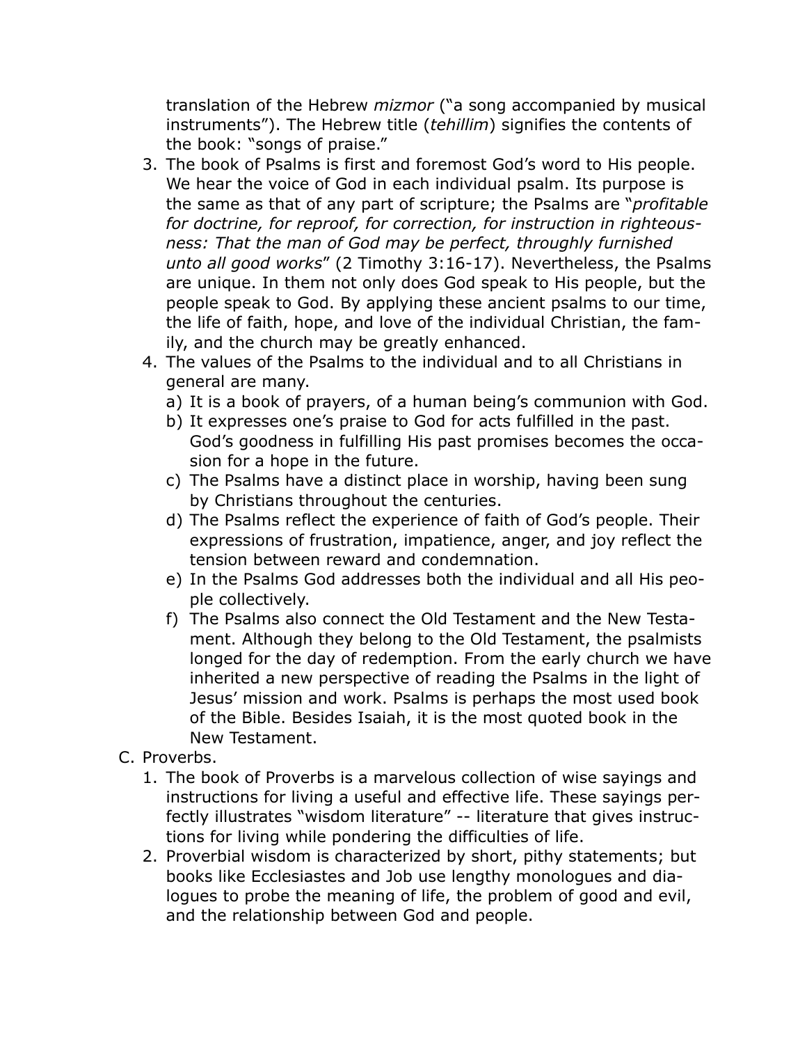translation of the Hebrew *mizmor* ("a song accompanied by musical instruments"). The Hebrew title (*tehillim*) signifies the contents of the book: "songs of praise."

3. The book of Psalms is first and foremost God's word to His people. We hear the voice of God in each individual psalm. Its purpose is the same as that of any part of scripture; the Psalms are "*profitable for doctrine, for reproof, for correction, for instruction in righteousness: That the man of God may be perfect, throughly furnished unto all good works*" (2 Timothy 3:16-17). Nevertheless, the Psalms are unique. In them not only does God speak to His people, but the people speak to God. By applying these ancient psalms to our time, the life of faith, hope, and love of the individual Christian, the family, and the church may be greatly enhanced.
4. The values of the Psalms to the individual and to all Christians in general are many.
   a) It is a book of prayers, of a human being's communion with God.
   b) It expresses one's praise to God for acts fulfilled in the past. God's goodness in fulfilling His past promises becomes the occasion for a hope in the future.
   c) The Psalms have a distinct place in worship, having been sung by Christians throughout the centuries.
   d) The Psalms reflect the experience of faith of God's people. Their expressions of frustration, impatience, anger, and joy reflect the tension between reward and condemnation.
   e) In the Psalms God addresses both the individual and all His people collectively.
   f) The Psalms also connect the Old Testament and the New Testament. Although they belong to the Old Testament, the psalmists longed for the day of redemption. From the early church we have inherited a new perspective of reading the Psalms in the light of Jesus' mission and work. Psalms is perhaps the most used book of the Bible. Besides Isaiah, it is the most quoted book in the New Testament.

C. Proverbs.

1. The book of Proverbs is a marvelous collection of wise sayings and instructions for living a useful and effective life. These sayings perfectly illustrates "wisdom literature" -- literature that gives instructions for living while pondering the difficulties of life.
2. Proverbial wisdom is characterized by short, pithy statements; but books like Ecclesiastes and Job use lengthy monologues and dialogues to probe the meaning of life, the problem of good and evil, and the relationship between God and people.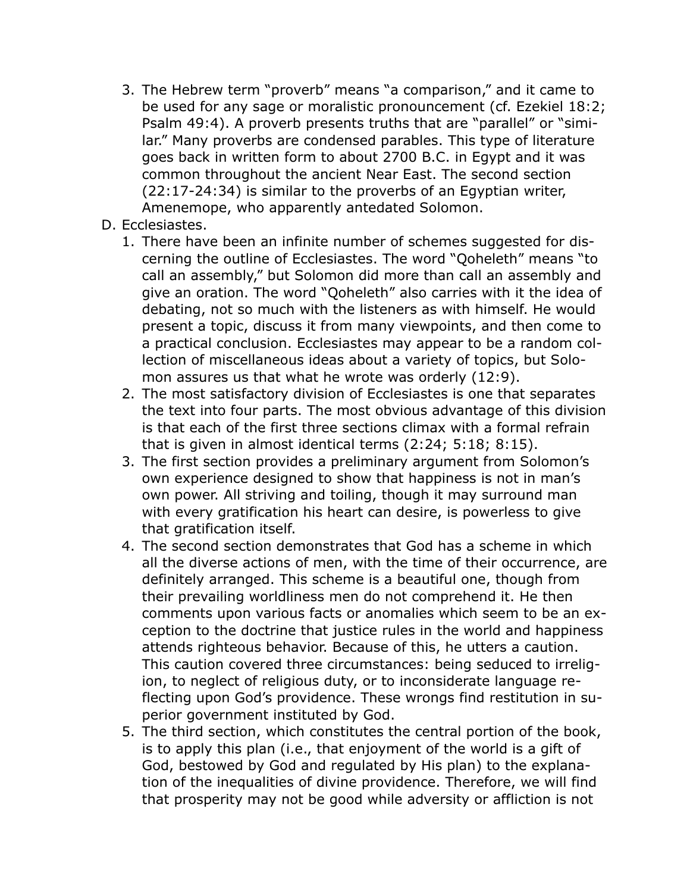3. The Hebrew term "proverb" means "a comparison," and it came to be used for any sage or moralistic pronouncement (cf. Ezekiel 18:2; Psalm 49:4). A proverb presents truths that are "parallel" or "similar." Many proverbs are condensed parables. This type of literature goes back in written form to about 2700 B.C. in Egypt and it was common throughout the ancient Near East. The second section (22:17-24:34) is similar to the proverbs of an Egyptian writer, Amenemope, who apparently antedated Solomon.

D. Ecclesiastes.

1. There have been an infinite number of schemes suggested for discerning the outline of Ecclesiastes. The word "Qoheleth" means "to call an assembly," but Solomon did more than call an assembly and give an oration. The word "Qoheleth" also carries with it the idea of debating, not so much with the listeners as with himself. He would present a topic, discuss it from many viewpoints, and then come to a practical conclusion. Ecclesiastes may appear to be a random collection of miscellaneous ideas about a variety of topics, but Solomon assures us that what he wrote was orderly (12:9).
2. The most satisfactory division of Ecclesiastes is one that separates the text into four parts. The most obvious advantage of this division is that each of the first three sections climax with a formal refrain that is given in almost identical terms (2:24; 5:18; 8:15).
3. The first section provides a preliminary argument from Solomon's own experience designed to show that happiness is not in man's own power. All striving and toiling, though it may surround man with every gratification his heart can desire, is powerless to give that gratification itself.
4. The second section demonstrates that God has a scheme in which all the diverse actions of men, with the time of their occurrence, are definitely arranged. This scheme is a beautiful one, though from their prevailing worldliness men do not comprehend it. He then comments upon various facts or anomalies which seem to be an exception to the doctrine that justice rules in the world and happiness attends righteous behavior. Because of this, he utters a caution. This caution covered three circumstances: being seduced to irreligion, to neglect of religious duty, or to inconsiderate language reflecting upon God's providence. These wrongs find restitution in superior government instituted by God.
5. The third section, which constitutes the central portion of the book, is to apply this plan (i.e., that enjoyment of the world is a gift of God, bestowed by God and regulated by His plan) to the explanation of the inequalities of divine providence. Therefore, we will find that prosperity may not be good while adversity or affliction is not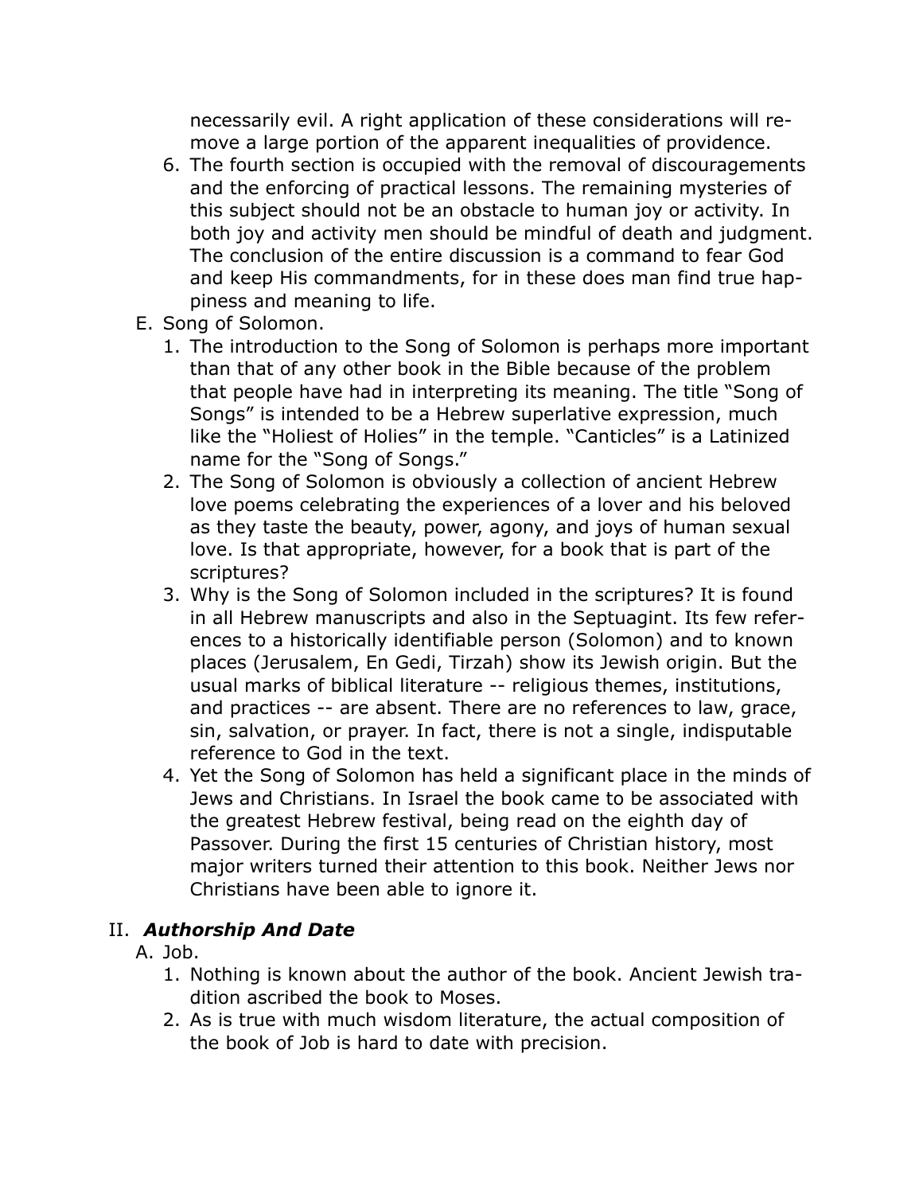necessarily evil. A right application of these considerations will remove a large portion of the apparent inequalities of providence.

6. The fourth section is occupied with the removal of discouragements and the enforcing of practical lessons. The remaining mysteries of this subject should not be an obstacle to human joy or activity. In both joy and activity men should be mindful of death and judgment. The conclusion of the entire discussion is a command to fear God and keep His commandments, for in these does man find true happiness and meaning to life.

E. Song of Solomon.

1. The introduction to the Song of Solomon is perhaps more important than that of any other book in the Bible because of the problem that people have had in interpreting its meaning. The title "Song of Songs" is intended to be a Hebrew superlative expression, much like the "Holiest of Holies" in the temple. "Canticles" is a Latinized name for the "Song of Songs."
2. The Song of Solomon is obviously a collection of ancient Hebrew love poems celebrating the experiences of a lover and his beloved as they taste the beauty, power, agony, and joys of human sexual love. Is that appropriate, however, for a book that is part of the scriptures?
3. Why is the Song of Solomon included in the scriptures? It is found in all Hebrew manuscripts and also in the Septuagint. Its few references to a historically identifiable person (Solomon) and to known places (Jerusalem, En Gedi, Tirzah) show its Jewish origin. But the usual marks of biblical literature -- religious themes, institutions, and practices -- are absent. There are no references to law, grace, sin, salvation, or prayer. In fact, there is not a single, indisputable reference to God in the text.
4. Yet the Song of Solomon has held a significant place in the minds of Jews and Christians. In Israel the book came to be associated with the greatest Hebrew festival, being read on the eighth day of Passover. During the first 15 centuries of Christian history, most major writers turned their attention to this book. Neither Jews nor Christians have been able to ignore it.

## II. ***Authorship And Date***

A. Job.

1. Nothing is known about the author of the book. Ancient Jewish tradition ascribed the book to Moses.
2. As is true with much wisdom literature, the actual composition of the book of Job is hard to date with precision.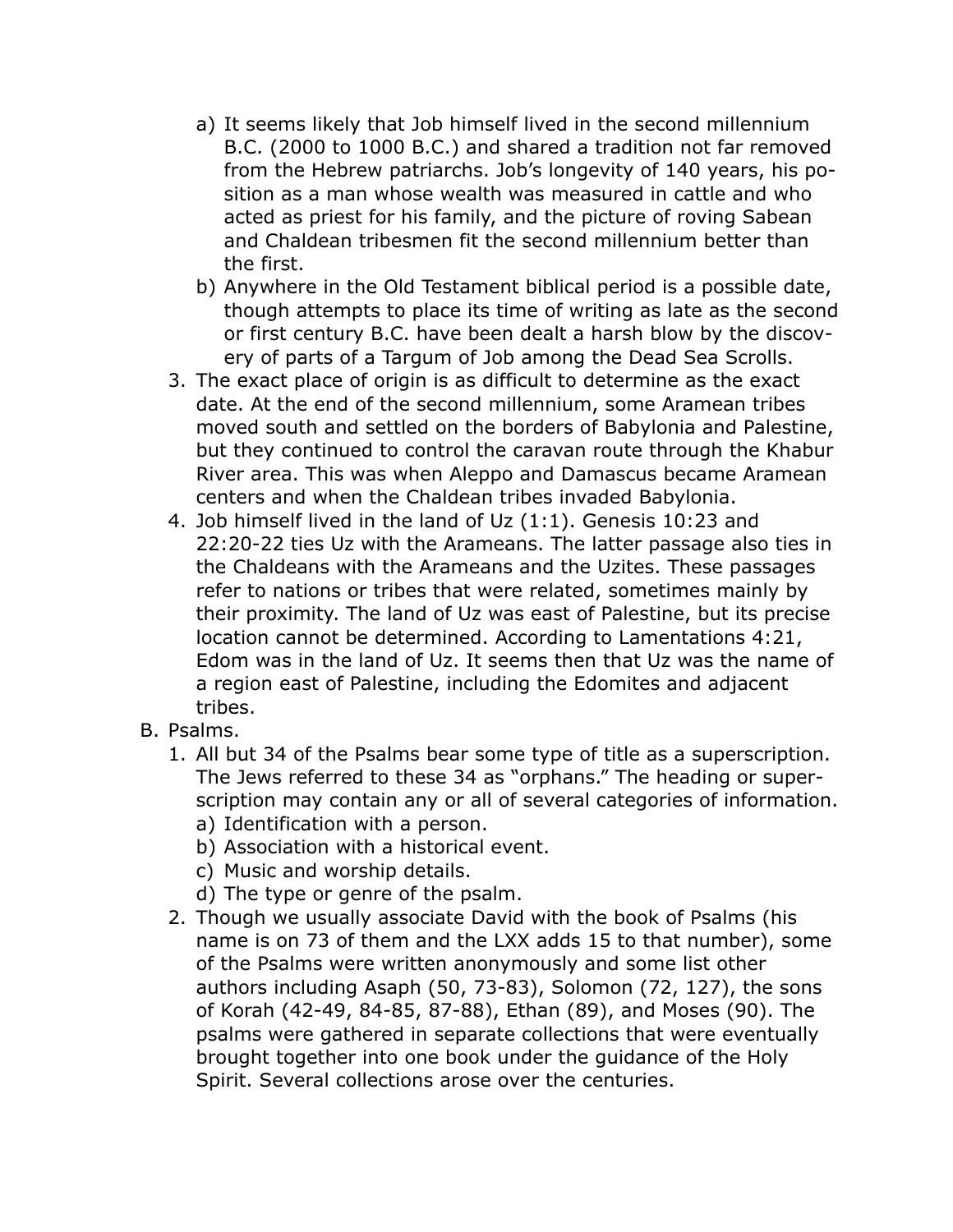a) It seems likely that Job himself lived in the second millennium B.C. (2000 to 1000 B.C.) and shared a tradition not far removed from the Hebrew patriarchs. Job's longevity of 140 years, his position as a man whose wealth was measured in cattle and who acted as priest for his family, and the picture of roving Sabean and Chaldean tribesmen fit the second millennium better than the first.

b) Anywhere in the Old Testament biblical period is a possible date, though attempts to place its time of writing as late as the second or first century B.C. have been dealt a harsh blow by the discovery of parts of a Targum of Job among the Dead Sea Scrolls.

3. The exact place of origin is as difficult to determine as the exact date. At the end of the second millennium, some Aramean tribes moved south and settled on the borders of Babylonia and Palestine, but they continued to control the caravan route through the Khabur River area. This was when Aleppo and Damascus became Aramean centers and when the Chaldean tribes invaded Babylonia.

4. Job himself lived in the land of Uz (1:1). Genesis 10:23 and 22:20-22 ties Uz with the Arameans. The latter passage also ties in the Chaldeans with the Arameans and the Uzites. These passages refer to nations or tribes that were related, sometimes mainly by their proximity. The land of Uz was east of Palestine, but its precise location cannot be determined. According to Lamentations 4:21, Edom was in the land of Uz. It seems then that Uz was the name of a region east of Palestine, including the Edomites and adjacent tribes.

B. Psalms.

1. All but 34 of the Psalms bear some type of title as a superscription. The Jews referred to these 34 as "orphans." The heading or superscription may contain any or all of several categories of information.
   a) Identification with a person.
   b) Association with a historical event.
   c) Music and worship details.
   d) The type or genre of the psalm.

2. Though we usually associate David with the book of Psalms (his name is on 73 of them and the LXX adds 15 to that number), some of the Psalms were written anonymously and some list other authors including Asaph (50, 73-83), Solomon (72, 127), the sons of Korah (42-49, 84-85, 87-88), Ethan (89), and Moses (90). The psalms were gathered in separate collections that were eventually brought together into one book under the guidance of the Holy Spirit. Several collections arose over the centuries.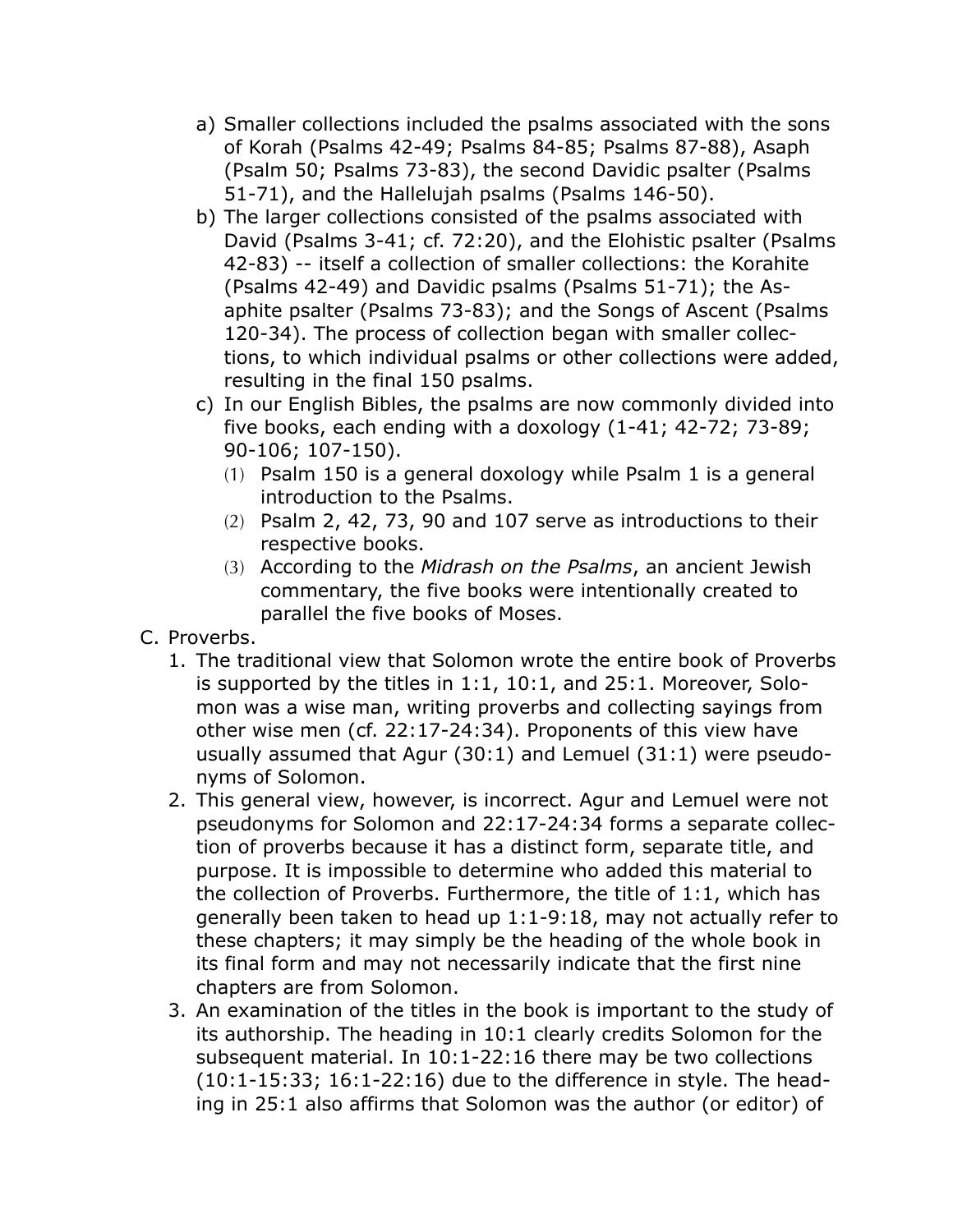a) Smaller collections included the psalms associated with the sons of Korah (Psalms 42-49; Psalms 84-85; Psalms 87-88), Asaph (Psalm 50; Psalms 73-83), the second Davidic psalter (Psalms 51-71), and the Hallelujah psalms (Psalms 146-50).

b) The larger collections consisted of the psalms associated with David (Psalms 3-41; cf. 72:20), and the Elohistic psalter (Psalms 42-83) -- itself a collection of smaller collections: the Korahite (Psalms 42-49) and Davidic psalms (Psalms 51-71); the Asaphite psalter (Psalms 73-83); and the Songs of Ascent (Psalms 120-34). The process of collection began with smaller collections, to which individual psalms or other collections were added, resulting in the final 150 psalms.

c) In our English Bibles, the psalms are now commonly divided into five books, each ending with a doxology (1-41; 42-72; 73-89; 90-106; 107-150).

   (1) Psalm 150 is a general doxology while Psalm 1 is a general introduction to the Psalms.

   (2) Psalm 2, 42, 73, 90 and 107 serve as introductions to their respective books.

   (3) According to the *Midrash on the Psalms*, an ancient Jewish commentary, the five books were intentionally created to parallel the five books of Moses.

C. Proverbs.

1. The traditional view that Solomon wrote the entire book of Proverbs is supported by the titles in 1:1, 10:1, and 25:1. Moreover, Solomon was a wise man, writing proverbs and collecting sayings from other wise men (cf. 22:17-24:34). Proponents of this view have usually assumed that Agur (30:1) and Lemuel (31:1) were pseudonyms of Solomon.

2. This general view, however, is incorrect. Agur and Lemuel were not pseudonyms for Solomon and 22:17-24:34 forms a separate collection of proverbs because it has a distinct form, separate title, and purpose. It is impossible to determine who added this material to the collection of Proverbs. Furthermore, the title of 1:1, which has generally been taken to head up 1:1-9:18, may not actually refer to these chapters; it may simply be the heading of the whole book in its final form and may not necessarily indicate that the first nine chapters are from Solomon.

3. An examination of the titles in the book is important to the study of its authorship. The heading in 10:1 clearly credits Solomon for the subsequent material. In 10:1-22:16 there may be two collections (10:1-15:33; 16:1-22:16) due to the difference in style. The heading in 25:1 also affirms that Solomon was the author (or editor) of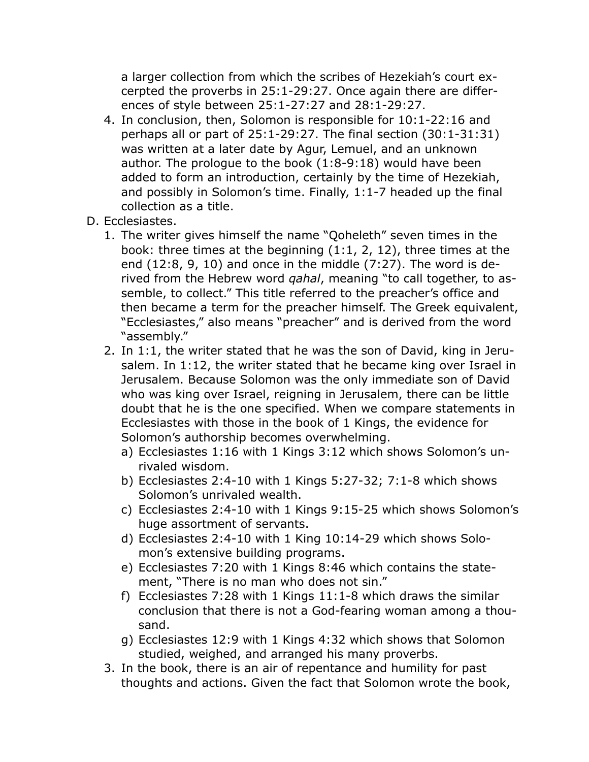a larger collection from which the scribes of Hezekiah's court excerpted the proverbs in 25:1-29:27. Once again there are differences of style between 25:1-27:27 and 28:1-29:27.

4. In conclusion, then, Solomon is responsible for 10:1-22:16 and perhaps all or part of 25:1-29:27. The final section (30:1-31:31) was written at a later date by Agur, Lemuel, and an unknown author. The prologue to the book (1:8-9:18) would have been added to form an introduction, certainly by the time of Hezekiah, and possibly in Solomon's time. Finally, 1:1-7 headed up the final collection as a title.

D. Ecclesiastes.

1. The writer gives himself the name "Qoheleth" seven times in the book: three times at the beginning (1:1, 2, 12), three times at the end (12:8, 9, 10) and once in the middle (7:27). The word is derived from the Hebrew word *qahal*, meaning "to call together, to assemble, to collect." This title referred to the preacher's office and then became a term for the preacher himself. The Greek equivalent, "Ecclesiastes," also means "preacher" and is derived from the word "assembly."
2. In 1:1, the writer stated that he was the son of David, king in Jerusalem. In 1:12, the writer stated that he became king over Israel in Jerusalem. Because Solomon was the only immediate son of David who was king over Israel, reigning in Jerusalem, there can be little doubt that he is the one specified. When we compare statements in Ecclesiastes with those in the book of 1 Kings, the evidence for Solomon's authorship becomes overwhelming.
   a) Ecclesiastes 1:16 with 1 Kings 3:12 which shows Solomon's unrivaled wisdom.
   b) Ecclesiastes 2:4-10 with 1 Kings 5:27-32; 7:1-8 which shows Solomon's unrivaled wealth.
   c) Ecclesiastes 2:4-10 with 1 Kings 9:15-25 which shows Solomon's huge assortment of servants.
   d) Ecclesiastes 2:4-10 with 1 King 10:14-29 which shows Solomon's extensive building programs.
   e) Ecclesiastes 7:20 with 1 Kings 8:46 which contains the statement, "There is no man who does not sin."
   f) Ecclesiastes 7:28 with 1 Kings 11:1-8 which draws the similar conclusion that there is not a God-fearing woman among a thousand.
   g) Ecclesiastes 12:9 with 1 Kings 4:32 which shows that Solomon studied, weighed, and arranged his many proverbs.
3. In the book, there is an air of repentance and humility for past thoughts and actions. Given the fact that Solomon wrote the book,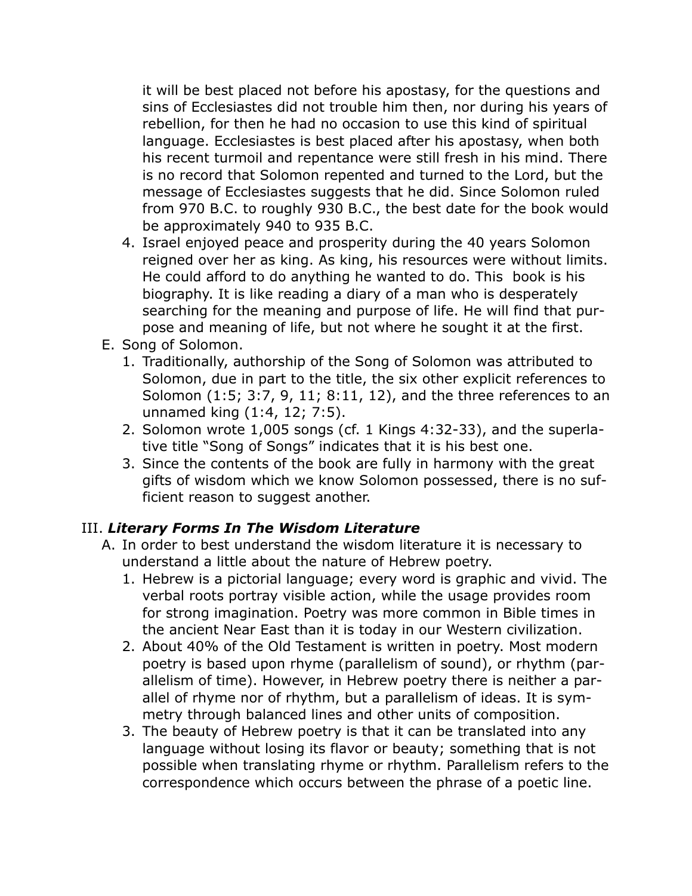it will be best placed not before his apostasy, for the questions and sins of Ecclesiastes did not trouble him then, nor during his years of rebellion, for then he had no occasion to use this kind of spiritual language. Ecclesiastes is best placed after his apostasy, when both his recent turmoil and repentance were still fresh in his mind. There is no record that Solomon repented and turned to the Lord, but the message of Ecclesiastes suggests that he did. Since Solomon ruled from 970 B.C. to roughly 930 B.C., the best date for the book would be approximately 940 to 935 B.C.

4. Israel enjoyed peace and prosperity during the 40 years Solomon reigned over her as king. As king, his resources were without limits. He could afford to do anything he wanted to do. This book is his biography. It is like reading a diary of a man who is desperately searching for the meaning and purpose of life. He will find that purpose and meaning of life, but not where he sought it at the first.

E. Song of Solomon.
   1. Traditionally, authorship of the Song of Solomon was attributed to Solomon, due in part to the title, the six other explicit references to Solomon (1:5; 3:7, 9, 11; 8:11, 12), and the three references to an unnamed king (1:4, 12; 7:5).
   2. Solomon wrote 1,005 songs (cf. 1 Kings 4:32-33), and the superlative title "Song of Songs" indicates that it is his best one.
   3. Since the contents of the book are fully in harmony with the great gifts of wisdom which we know Solomon possessed, there is no sufficient reason to suggest another.

## III. ***Literary Forms In The Wisdom Literature***

A. In order to best understand the wisdom literature it is necessary to understand a little about the nature of Hebrew poetry.
   1. Hebrew is a pictorial language; every word is graphic and vivid. The verbal roots portray visible action, while the usage provides room for strong imagination. Poetry was more common in Bible times in the ancient Near East than it is today in our Western civilization.
   2. About 40% of the Old Testament is written in poetry. Most modern poetry is based upon rhyme (parallelism of sound), or rhythm (parallelism of time). However, in Hebrew poetry there is neither a parallel of rhyme nor of rhythm, but a parallelism of ideas. It is symmetry through balanced lines and other units of composition.
   3. The beauty of Hebrew poetry is that it can be translated into any language without losing its flavor or beauty; something that is not possible when translating rhyme or rhythm. Parallelism refers to the correspondence which occurs between the phrase of a poetic line.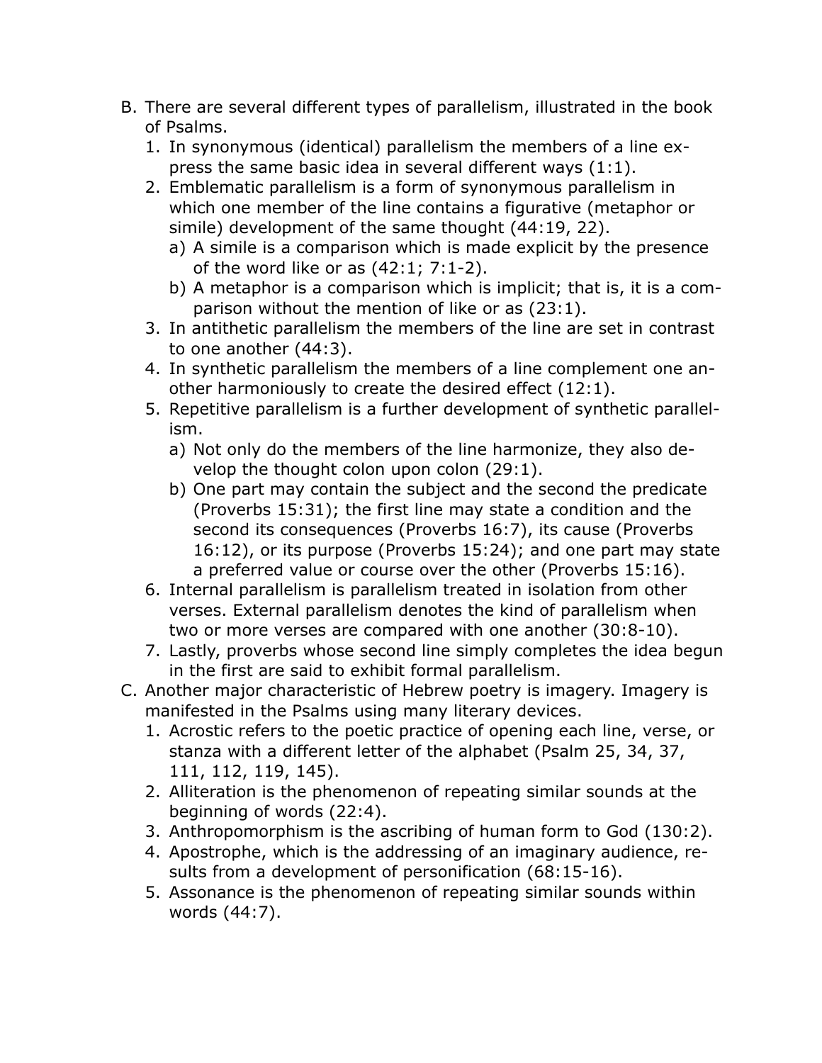B. There are several different types of parallelism, illustrated in the book of Psalms.
   1. In synonymous (identical) parallelism the members of a line express the same basic idea in several different ways (1:1).
   2. Emblematic parallelism is a form of synonymous parallelism in which one member of the line contains a figurative (metaphor or simile) development of the same thought (44:19, 22).
      a) A simile is a comparison which is made explicit by the presence of the word like or as (42:1; 7:1-2).
      b) A metaphor is a comparison which is implicit; that is, it is a comparison without the mention of like or as (23:1).
   3. In antithetic parallelism the members of the line are set in contrast to one another (44:3).
   4. In synthetic parallelism the members of a line complement one another harmoniously to create the desired effect (12:1).
   5. Repetitive parallelism is a further development of synthetic parallelism.
      a) Not only do the members of the line harmonize, they also develop the thought colon upon colon (29:1).
      b) One part may contain the subject and the second the predicate (Proverbs 15:31); the first line may state a condition and the second its consequences (Proverbs 16:7), its cause (Proverbs 16:12), or its purpose (Proverbs 15:24); and one part may state a preferred value or course over the other (Proverbs 15:16).
   6. Internal parallelism is parallelism treated in isolation from other verses. External parallelism denotes the kind of parallelism when two or more verses are compared with one another (30:8-10).
   7. Lastly, proverbs whose second line simply completes the idea begun in the first are said to exhibit formal parallelism.

C. Another major characteristic of Hebrew poetry is imagery. Imagery is manifested in the Psalms using many literary devices.
   1. Acrostic refers to the poetic practice of opening each line, verse, or stanza with a different letter of the alphabet (Psalm 25, 34, 37, 111, 112, 119, 145).
   2. Alliteration is the phenomenon of repeating similar sounds at the beginning of words (22:4).
   3. Anthropomorphism is the ascribing of human form to God (130:2).
   4. Apostrophe, which is the addressing of an imaginary audience, results from a development of personification (68:15-16).
   5. Assonance is the phenomenon of repeating similar sounds within words (44:7).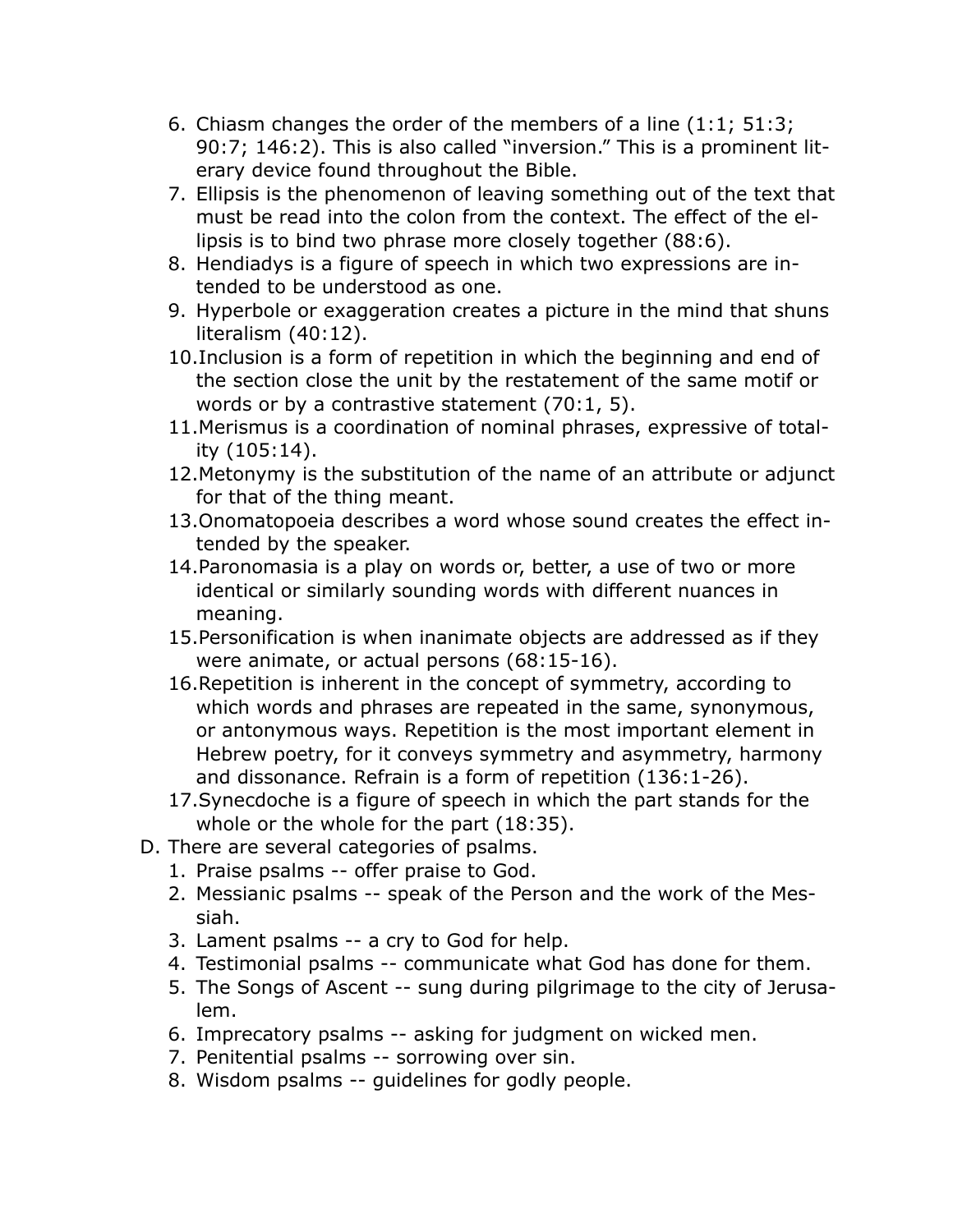6. Chiasm changes the order of the members of a line (1:1; 51:3; 90:7; 146:2). This is also called "inversion." This is a prominent literary device found throughout the Bible.
7. Ellipsis is the phenomenon of leaving something out of the text that must be read into the colon from the context. The effect of the ellipsis is to bind two phrase more closely together (88:6).
8. Hendiadys is a figure of speech in which two expressions are intended to be understood as one.
9. Hyperbole or exaggeration creates a picture in the mind that shuns literalism (40:12).
10. Inclusion is a form of repetition in which the beginning and end of the section close the unit by the restatement of the same motif or words or by a contrastive statement (70:1, 5).
11. Merismus is a coordination of nominal phrases, expressive of totality (105:14).
12. Metonymy is the substitution of the name of an attribute or adjunct for that of the thing meant.
13. Onomatopoeia describes a word whose sound creates the effect intended by the speaker.
14. Paronomasia is a play on words or, better, a use of two or more identical or similarly sounding words with different nuances in meaning.
15. Personification is when inanimate objects are addressed as if they were animate, or actual persons (68:15-16).
16. Repetition is inherent in the concept of symmetry, according to which words and phrases are repeated in the same, synonymous, or antonymous ways. Repetition is the most important element in Hebrew poetry, for it conveys symmetry and asymmetry, harmony and dissonance. Refrain is a form of repetition (136:1-26).
17. Synecdoche is a figure of speech in which the part stands for the whole or the whole for the part (18:35).

D. There are several categories of psalms.

1. Praise psalms -- offer praise to God.
2. Messianic psalms -- speak of the Person and the work of the Messiah.
3. Lament psalms -- a cry to God for help.
4. Testimonial psalms -- communicate what God has done for them.
5. The Songs of Ascent -- sung during pilgrimage to the city of Jerusalem.
6. Imprecatory psalms -- asking for judgment on wicked men.
7. Penitential psalms -- sorrowing over sin.
8. Wisdom psalms -- guidelines for godly people.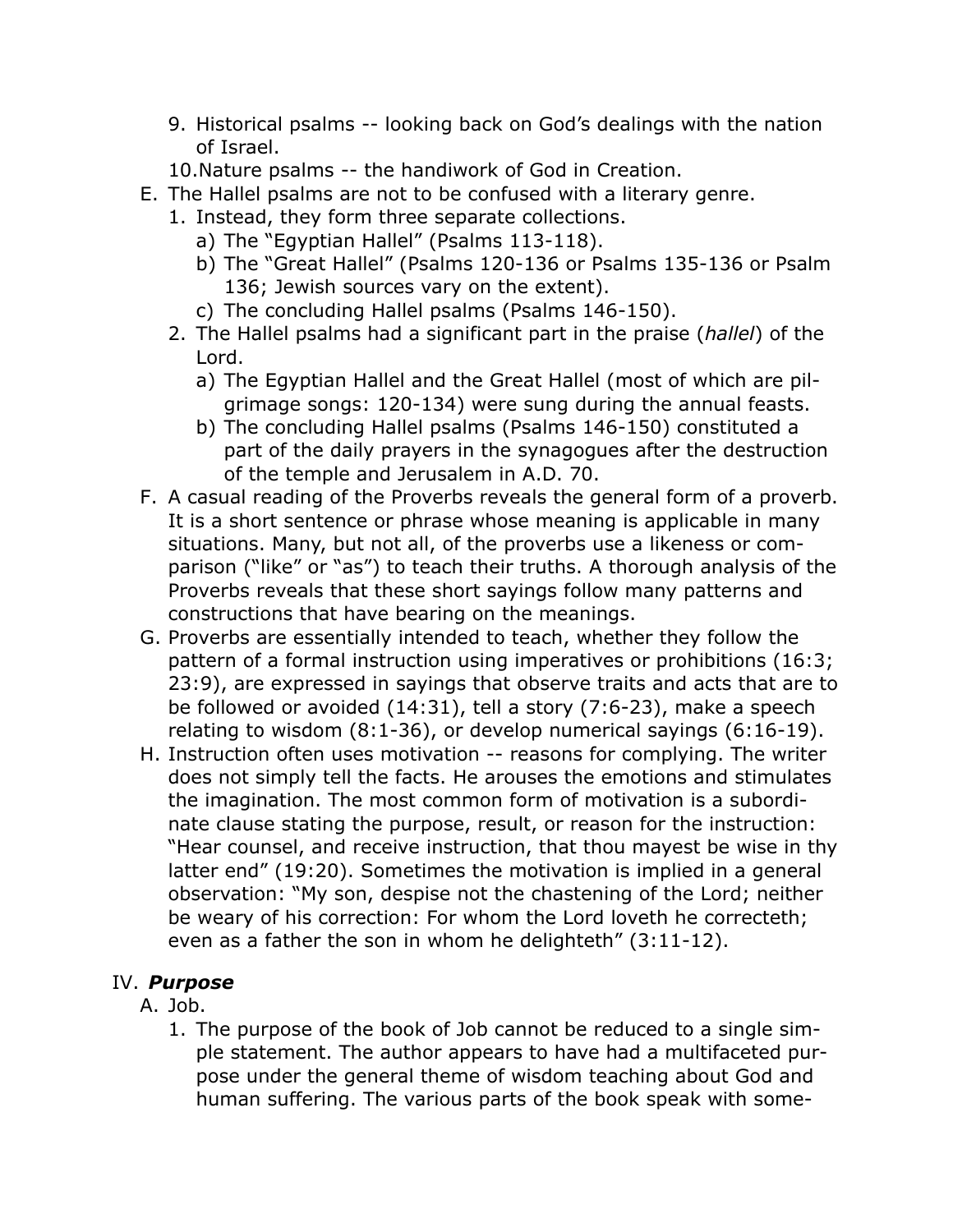9. Historical psalms -- looking back on God's dealings with the nation of Israel.
10. Nature psalms -- the handiwork of God in Creation.

E. The Hallel psalms are not to be confused with a literary genre.
   1. Instead, they form three separate collections.
      a) The "Egyptian Hallel" (Psalms 113-118).
      b) The "Great Hallel" (Psalms 120-136 or Psalms 135-136 or Psalm 136; Jewish sources vary on the extent).
      c) The concluding Hallel psalms (Psalms 146-150).
   2. The Hallel psalms had a significant part in the praise (*hallel*) of the Lord.
      a) The Egyptian Hallel and the Great Hallel (most of which are pilgrimage songs: 120-134) were sung during the annual feasts.
      b) The concluding Hallel psalms (Psalms 146-150) constituted a part of the daily prayers in the synagogues after the destruction of the temple and Jerusalem in A.D. 70.

F. A casual reading of the Proverbs reveals the general form of a proverb. It is a short sentence or phrase whose meaning is applicable in many situations. Many, but not all, of the proverbs use a likeness or comparison ("like" or "as") to teach their truths. A thorough analysis of the Proverbs reveals that these short sayings follow many patterns and constructions that have bearing on the meanings.

G. Proverbs are essentially intended to teach, whether they follow the pattern of a formal instruction using imperatives or prohibitions (16:3; 23:9), are expressed in sayings that observe traits and acts that are to be followed or avoided (14:31), tell a story (7:6-23), make a speech relating to wisdom (8:1-36), or develop numerical sayings (6:16-19).

H. Instruction often uses motivation -- reasons for complying. The writer does not simply tell the facts. He arouses the emotions and stimulates the imagination. The most common form of motivation is a subordinate clause stating the purpose, result, or reason for the instruction: "Hear counsel, and receive instruction, that thou mayest be wise in thy latter end" (19:20). Sometimes the motivation is implied in a general observation: "My son, despise not the chastening of the Lord; neither be weary of his correction: For whom the Lord loveth he correcteth; even as a father the son in whom he delighteth" (3:11-12).

## IV. ***Purpose***

A. Job.
   1. The purpose of the book of Job cannot be reduced to a single simple statement. The author appears to have had a multifaceted purpose under the general theme of wisdom teaching about God and human suffering. The various parts of the book speak with some-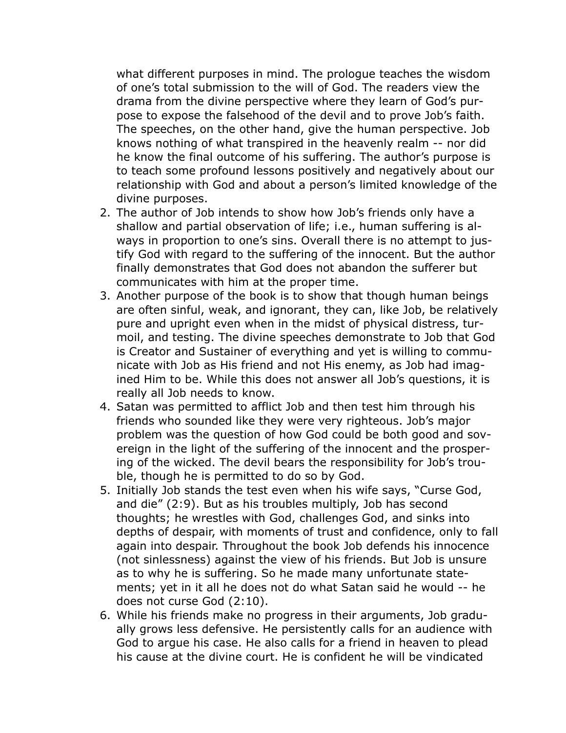what different purposes in mind. The prologue teaches the wisdom of one's total submission to the will of God. The readers view the drama from the divine perspective where they learn of God's purpose to expose the falsehood of the devil and to prove Job's faith. The speeches, on the other hand, give the human perspective. Job knows nothing of what transpired in the heavenly realm -- nor did he know the final outcome of his suffering. The author's purpose is to teach some profound lessons positively and negatively about our relationship with God and about a person's limited knowledge of the divine purposes.

2. The author of Job intends to show how Job's friends only have a shallow and partial observation of life; i.e., human suffering is always in proportion to one's sins. Overall there is no attempt to justify God with regard to the suffering of the innocent. But the author finally demonstrates that God does not abandon the sufferer but communicates with him at the proper time.
3. Another purpose of the book is to show that though human beings are often sinful, weak, and ignorant, they can, like Job, be relatively pure and upright even when in the midst of physical distress, turmoil, and testing. The divine speeches demonstrate to Job that God is Creator and Sustainer of everything and yet is willing to communicate with Job as His friend and not His enemy, as Job had imagined Him to be. While this does not answer all Job's questions, it is really all Job needs to know.
4. Satan was permitted to afflict Job and then test him through his friends who sounded like they were very righteous. Job's major problem was the question of how God could be both good and sovereign in the light of the suffering of the innocent and the prospering of the wicked. The devil bears the responsibility for Job's trouble, though he is permitted to do so by God.
5. Initially Job stands the test even when his wife says, "Curse God, and die" (2:9). But as his troubles multiply, Job has second thoughts; he wrestles with God, challenges God, and sinks into depths of despair, with moments of trust and confidence, only to fall again into despair. Throughout the book Job defends his innocence (not sinlessness) against the view of his friends. But Job is unsure as to why he is suffering. So he made many unfortunate statements; yet in it all he does not do what Satan said he would -- he does not curse God (2:10).
6. While his friends make no progress in their arguments, Job gradually grows less defensive. He persistently calls for an audience with God to argue his case. He also calls for a friend in heaven to plead his cause at the divine court. He is confident he will be vindicated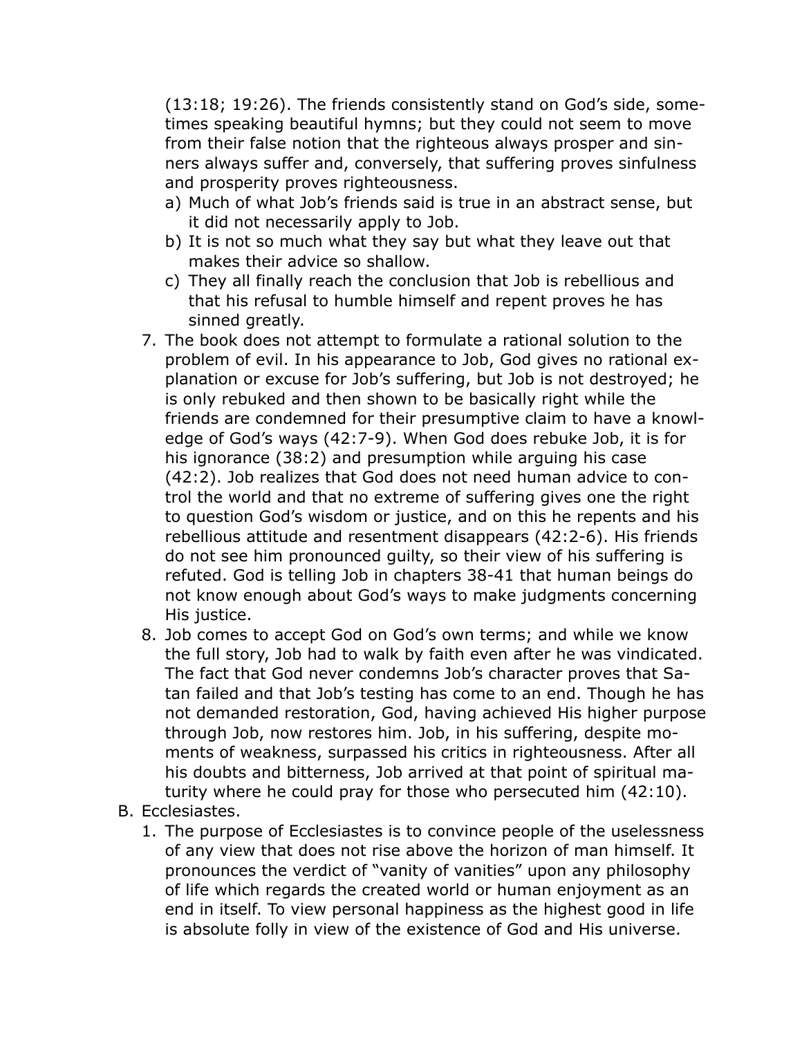(13:18; 19:26). The friends consistently stand on God's side, sometimes speaking beautiful hymns; but they could not seem to move from their false notion that the righteous always prosper and sinners always suffer and, conversely, that suffering proves sinfulness and prosperity proves righteousness.

   a) Much of what Job's friends said is true in an abstract sense, but it did not necessarily apply to Job.
   b) It is not so much what they say but what they leave out that makes their advice so shallow.
   c) They all finally reach the conclusion that Job is rebellious and that his refusal to humble himself and repent proves he has sinned greatly.

7. The book does not attempt to formulate a rational solution to the problem of evil. In his appearance to Job, God gives no rational explanation or excuse for Job's suffering, but Job is not destroyed; he is only rebuked and then shown to be basically right while the friends are condemned for their presumptive claim to have a knowledge of God's ways (42:7-9). When God does rebuke Job, it is for his ignorance (38:2) and presumption while arguing his case (42:2). Job realizes that God does not need human advice to control the world and that no extreme of suffering gives one the right to question God's wisdom or justice, and on this he repents and his rebellious attitude and resentment disappears (42:2-6). His friends do not see him pronounced guilty, so their view of his suffering is refuted. God is telling Job in chapters 38-41 that human beings do not know enough about God's ways to make judgments concerning His justice.
8. Job comes to accept God on God's own terms; and while we know the full story, Job had to walk by faith even after he was vindicated. The fact that God never condemns Job's character proves that Satan failed and that Job's testing has come to an end. Though he has not demanded restoration, God, having achieved His higher purpose through Job, now restores him. Job, in his suffering, despite moments of weakness, surpassed his critics in righteousness. After all his doubts and bitterness, Job arrived at that point of spiritual maturity where he could pray for those who persecuted him (42:10).

B. Ecclesiastes.

1. The purpose of Ecclesiastes is to convince people of the uselessness of any view that does not rise above the horizon of man himself. It pronounces the verdict of "vanity of vanities" upon any philosophy of life which regards the created world or human enjoyment as an end in itself. To view personal happiness as the highest good in life is absolute folly in view of the existence of God and His universe.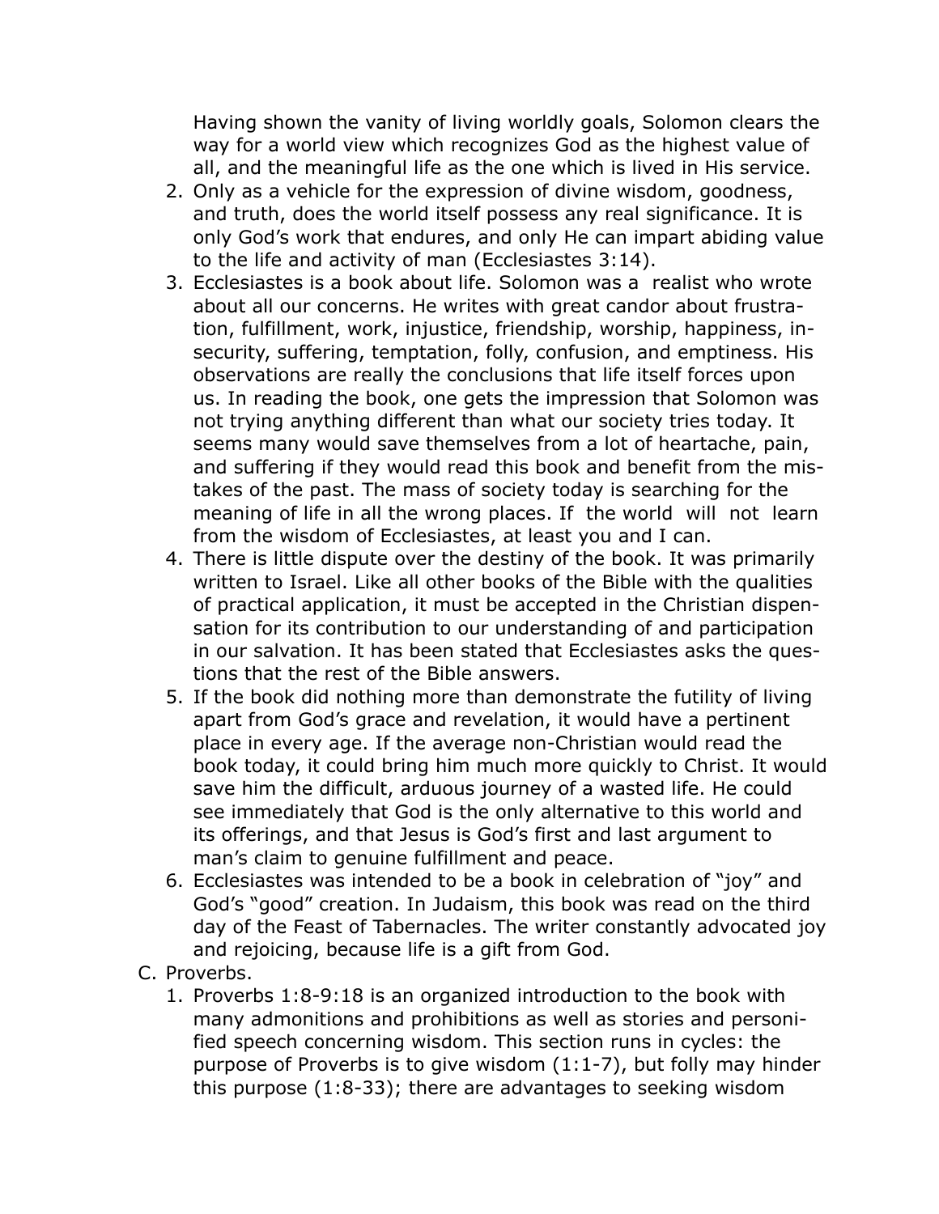Having shown the vanity of living worldly goals, Solomon clears the way for a world view which recognizes God as the highest value of all, and the meaningful life as the one which is lived in His service.

2. Only as a vehicle for the expression of divine wisdom, goodness, and truth, does the world itself possess any real significance. It is only God's work that endures, and only He can impart abiding value to the life and activity of man (Ecclesiastes 3:14).
3. Ecclesiastes is a book about life. Solomon was a realist who wrote about all our concerns. He writes with great candor about frustration, fulfillment, work, injustice, friendship, worship, happiness, insecurity, suffering, temptation, folly, confusion, and emptiness. His observations are really the conclusions that life itself forces upon us. In reading the book, one gets the impression that Solomon was not trying anything different than what our society tries today. It seems many would save themselves from a lot of heartache, pain, and suffering if they would read this book and benefit from the mistakes of the past. The mass of society today is searching for the meaning of life in all the wrong places. If the world will not learn from the wisdom of Ecclesiastes, at least you and I can.
4. There is little dispute over the destiny of the book. It was primarily written to Israel. Like all other books of the Bible with the qualities of practical application, it must be accepted in the Christian dispensation for its contribution to our understanding of and participation in our salvation. It has been stated that Ecclesiastes asks the questions that the rest of the Bible answers.
5. If the book did nothing more than demonstrate the futility of living apart from God's grace and revelation, it would have a pertinent place in every age. If the average non-Christian would read the book today, it could bring him much more quickly to Christ. It would save him the difficult, arduous journey of a wasted life. He could see immediately that God is the only alternative to this world and its offerings, and that Jesus is God's first and last argument to man's claim to genuine fulfillment and peace.
6. Ecclesiastes was intended to be a book in celebration of "joy" and God's "good" creation. In Judaism, this book was read on the third day of the Feast of Tabernacles. The writer constantly advocated joy and rejoicing, because life is a gift from God.

C. Proverbs.

1. Proverbs 1:8-9:18 is an organized introduction to the book with many admonitions and prohibitions as well as stories and personified speech concerning wisdom. This section runs in cycles: the purpose of Proverbs is to give wisdom (1:1-7), but folly may hinder this purpose (1:8-33); there are advantages to seeking wisdom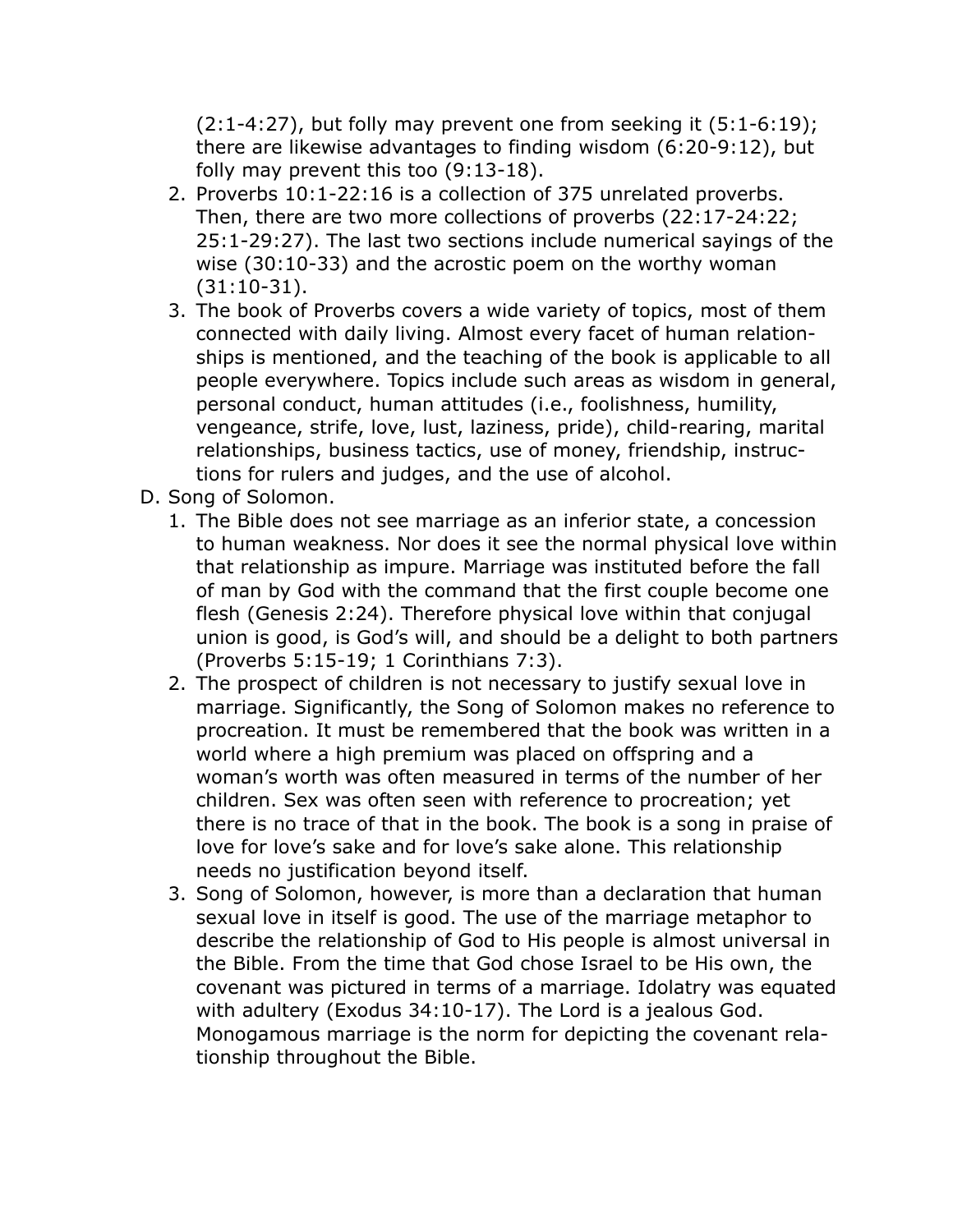(2:1-4:27), but folly may prevent one from seeking it (5:1-6:19); there are likewise advantages to finding wisdom (6:20-9:12), but folly may prevent this too (9:13-18).

2. Proverbs 10:1-22:16 is a collection of 375 unrelated proverbs. Then, there are two more collections of proverbs (22:17-24:22; 25:1-29:27). The last two sections include numerical sayings of the wise (30:10-33) and the acrostic poem on the worthy woman (31:10-31).
3. The book of Proverbs covers a wide variety of topics, most of them connected with daily living. Almost every facet of human relationships is mentioned, and the teaching of the book is applicable to all people everywhere. Topics include such areas as wisdom in general, personal conduct, human attitudes (i.e., foolishness, humility, vengeance, strife, love, lust, laziness, pride), child-rearing, marital relationships, business tactics, use of money, friendship, instructions for rulers and judges, and the use of alcohol.

D. Song of Solomon.

1. The Bible does not see marriage as an inferior state, a concession to human weakness. Nor does it see the normal physical love within that relationship as impure. Marriage was instituted before the fall of man by God with the command that the first couple become one flesh (Genesis 2:24). Therefore physical love within that conjugal union is good, is God's will, and should be a delight to both partners (Proverbs 5:15-19; 1 Corinthians 7:3).
2. The prospect of children is not necessary to justify sexual love in marriage. Significantly, the Song of Solomon makes no reference to procreation. It must be remembered that the book was written in a world where a high premium was placed on offspring and a woman's worth was often measured in terms of the number of her children. Sex was often seen with reference to procreation; yet there is no trace of that in the book. The book is a song in praise of love for love's sake and for love's sake alone. This relationship needs no justification beyond itself.
3. Song of Solomon, however, is more than a declaration that human sexual love in itself is good. The use of the marriage metaphor to describe the relationship of God to His people is almost universal in the Bible. From the time that God chose Israel to be His own, the covenant was pictured in terms of a marriage. Idolatry was equated with adultery (Exodus 34:10-17). The Lord is a jealous God. Monogamous marriage is the norm for depicting the covenant relationship throughout the Bible.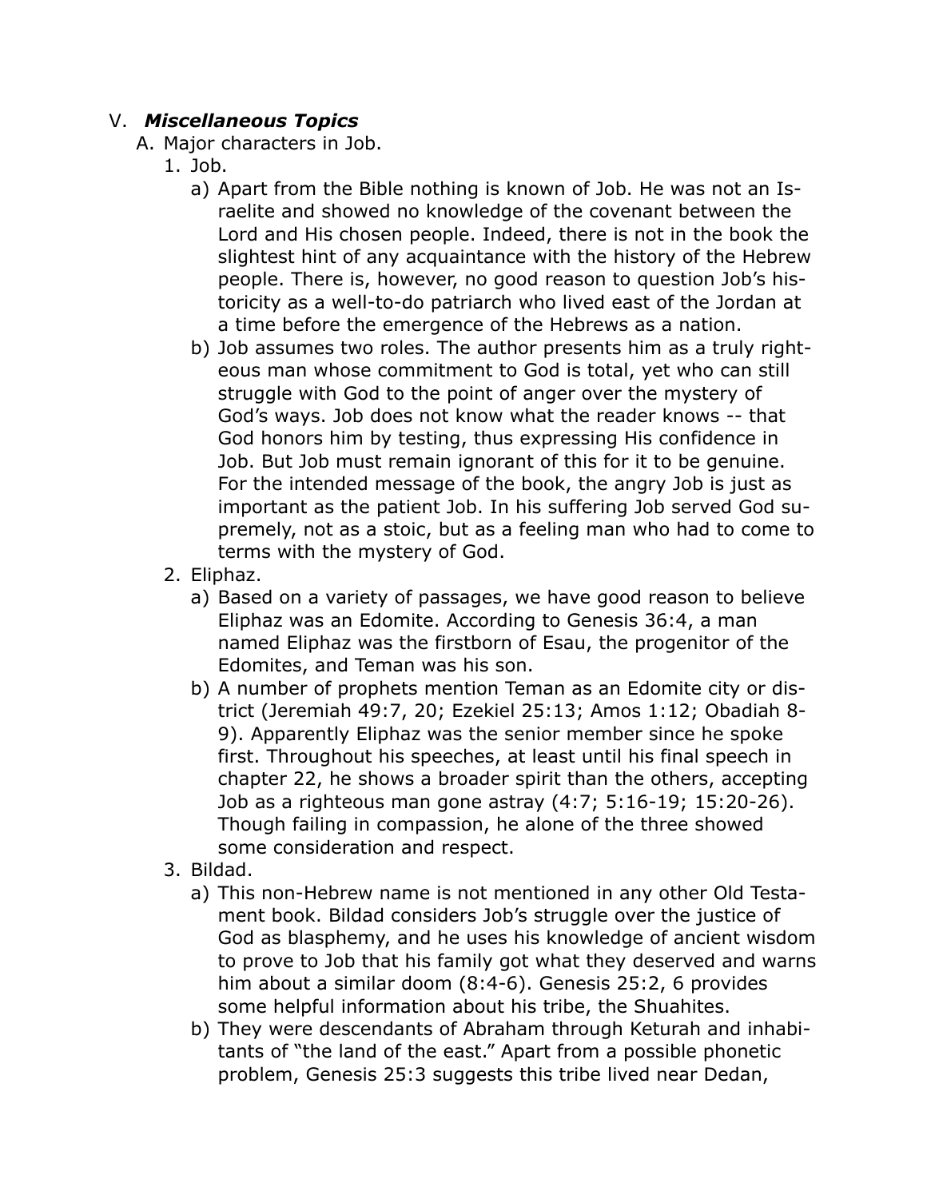## V. *Miscellaneous Topics*

A. Major characters in Job.

1. Job.

   a) Apart from the Bible nothing is known of Job. He was not an Israelite and showed no knowledge of the covenant between the Lord and His chosen people. Indeed, there is not in the book the slightest hint of any acquaintance with the history of the Hebrew people. There is, however, no good reason to question Job's historicity as a well-to-do patriarch who lived east of the Jordan at a time before the emergence of the Hebrews as a nation.

   b) Job assumes two roles. The author presents him as a truly righteous man whose commitment to God is total, yet who can still struggle with God to the point of anger over the mystery of God's ways. Job does not know what the reader knows -- that God honors him by testing, thus expressing His confidence in Job. But Job must remain ignorant of this for it to be genuine. For the intended message of the book, the angry Job is just as important as the patient Job. In his suffering Job served God supremely, not as a stoic, but as a feeling man who had to come to terms with the mystery of God.

2. Eliphaz.

   a) Based on a variety of passages, we have good reason to believe Eliphaz was an Edomite. According to Genesis 36:4, a man named Eliphaz was the firstborn of Esau, the progenitor of the Edomites, and Teman was his son.

   b) A number of prophets mention Teman as an Edomite city or district (Jeremiah 49:7, 20; Ezekiel 25:13; Amos 1:12; Obadiah 8-9). Apparently Eliphaz was the senior member since he spoke first. Throughout his speeches, at least until his final speech in chapter 22, he shows a broader spirit than the others, accepting Job as a righteous man gone astray (4:7; 5:16-19; 15:20-26). Though failing in compassion, he alone of the three showed some consideration and respect.

3. Bildad.

   a) This non-Hebrew name is not mentioned in any other Old Testament book. Bildad considers Job's struggle over the justice of God as blasphemy, and he uses his knowledge of ancient wisdom to prove to Job that his family got what they deserved and warns him about a similar doom (8:4-6). Genesis 25:2, 6 provides some helpful information about his tribe, the Shuahites.

   b) They were descendants of Abraham through Keturah and inhabitants of "the land of the east." Apart from a possible phonetic problem, Genesis 25:3 suggests this tribe lived near Dedan,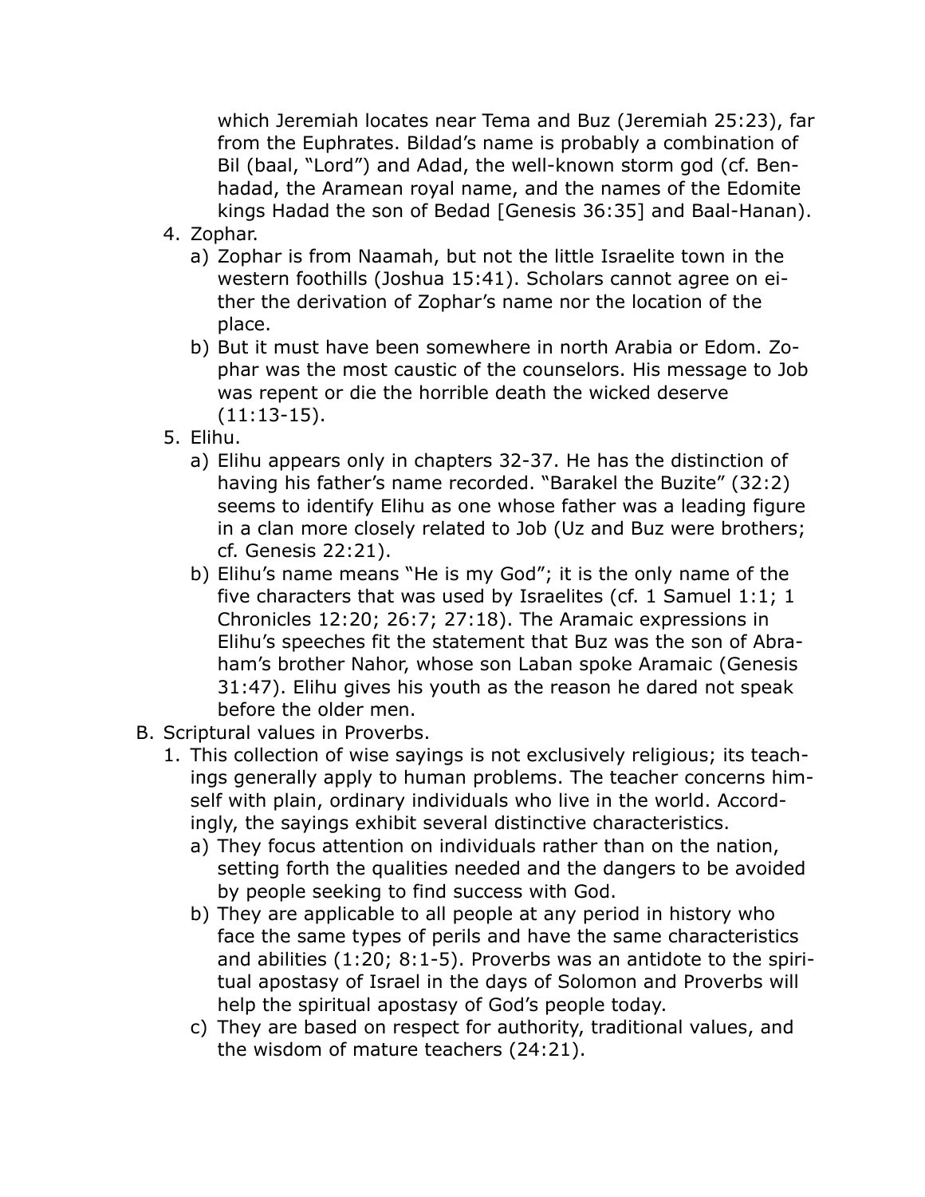which Jeremiah locates near Tema and Buz (Jeremiah 25:23), far from the Euphrates. Bildad's name is probably a combination of Bil (baal, "Lord") and Adad, the well-known storm god (cf. Ben-hadad, the Aramean royal name, and the names of the Edomite kings Hadad the son of Bedad [Genesis 36:35] and Baal-Hanan).

4. Zophar.
   a) Zophar is from Naamah, but not the little Israelite town in the western foothills (Joshua 15:41). Scholars cannot agree on either the derivation of Zophar's name nor the location of the place.
   b) But it must have been somewhere in north Arabia or Edom. Zophar was the most caustic of the counselors. His message to Job was repent or die the horrible death the wicked deserve (11:13-15).
5. Elihu.
   a) Elihu appears only in chapters 32-37. He has the distinction of having his father's name recorded. "Barakel the Buzite" (32:2) seems to identify Elihu as one whose father was a leading figure in a clan more closely related to Job (Uz and Buz were brothers; cf. Genesis 22:21).
   b) Elihu's name means "He is my God"; it is the only name of the five characters that was used by Israelites (cf. 1 Samuel 1:1; 1 Chronicles 12:20; 26:7; 27:18). The Aramaic expressions in Elihu's speeches fit the statement that Buz was the son of Abraham's brother Nahor, whose son Laban spoke Aramaic (Genesis 31:47). Elihu gives his youth as the reason he dared not speak before the older men.

B. Scriptural values in Proverbs.
   1. This collection of wise sayings is not exclusively religious; its teachings generally apply to human problems. The teacher concerns himself with plain, ordinary individuals who live in the world. Accordingly, the sayings exhibit several distinctive characteristics.
      a) They focus attention on individuals rather than on the nation, setting forth the qualities needed and the dangers to be avoided by people seeking to find success with God.
      b) They are applicable to all people at any period in history who face the same types of perils and have the same characteristics and abilities (1:20; 8:1-5). Proverbs was an antidote to the spiritual apostasy of Israel in the days of Solomon and Proverbs will help the spiritual apostasy of God's people today.
      c) They are based on respect for authority, traditional values, and the wisdom of mature teachers (24:21).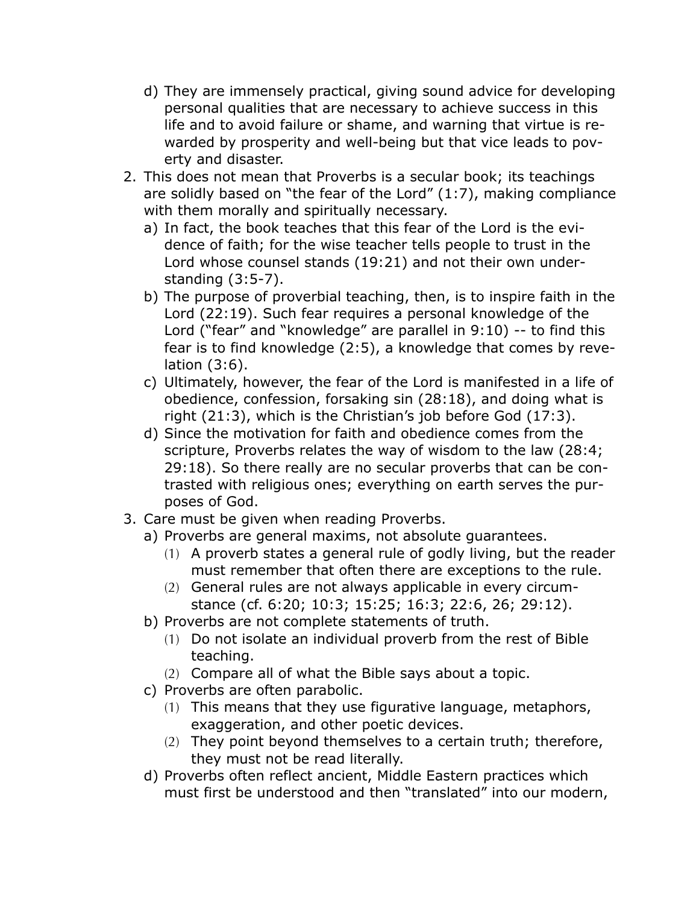d) They are immensely practical, giving sound advice for developing personal qualities that are necessary to achieve success in this life and to avoid failure or shame, and warning that virtue is rewarded by prosperity and well-being but that vice leads to poverty and disaster.

2. This does not mean that Proverbs is a secular book; its teachings are solidly based on "the fear of the Lord" (1:7), making compliance with them morally and spiritually necessary.
   a) In fact, the book teaches that this fear of the Lord is the evidence of faith; for the wise teacher tells people to trust in the Lord whose counsel stands (19:21) and not their own understanding (3:5-7).
   b) The purpose of proverbial teaching, then, is to inspire faith in the Lord (22:19). Such fear requires a personal knowledge of the Lord ("fear" and "knowledge" are parallel in 9:10) -- to find this fear is to find knowledge (2:5), a knowledge that comes by revelation (3:6).
   c) Ultimately, however, the fear of the Lord is manifested in a life of obedience, confession, forsaking sin (28:18), and doing what is right (21:3), which is the Christian's job before God (17:3).
   d) Since the motivation for faith and obedience comes from the scripture, Proverbs relates the way of wisdom to the law (28:4; 29:18). So there really are no secular proverbs that can be contrasted with religious ones; everything on earth serves the purposes of God.

3. Care must be given when reading Proverbs.
   a) Proverbs are general maxims, not absolute guarantees.
      (1) A proverb states a general rule of godly living, but the reader must remember that often there are exceptions to the rule.
      (2) General rules are not always applicable in every circumstance (cf. 6:20; 10:3; 15:25; 16:3; 22:6, 26; 29:12).
   b) Proverbs are not complete statements of truth.
      (1) Do not isolate an individual proverb from the rest of Bible teaching.
      (2) Compare all of what the Bible says about a topic.
   c) Proverbs are often parabolic.
      (1) This means that they use figurative language, metaphors, exaggeration, and other poetic devices.
      (2) They point beyond themselves to a certain truth; therefore, they must not be read literally.
   d) Proverbs often reflect ancient, Middle Eastern practices which must first be understood and then "translated" into our modern,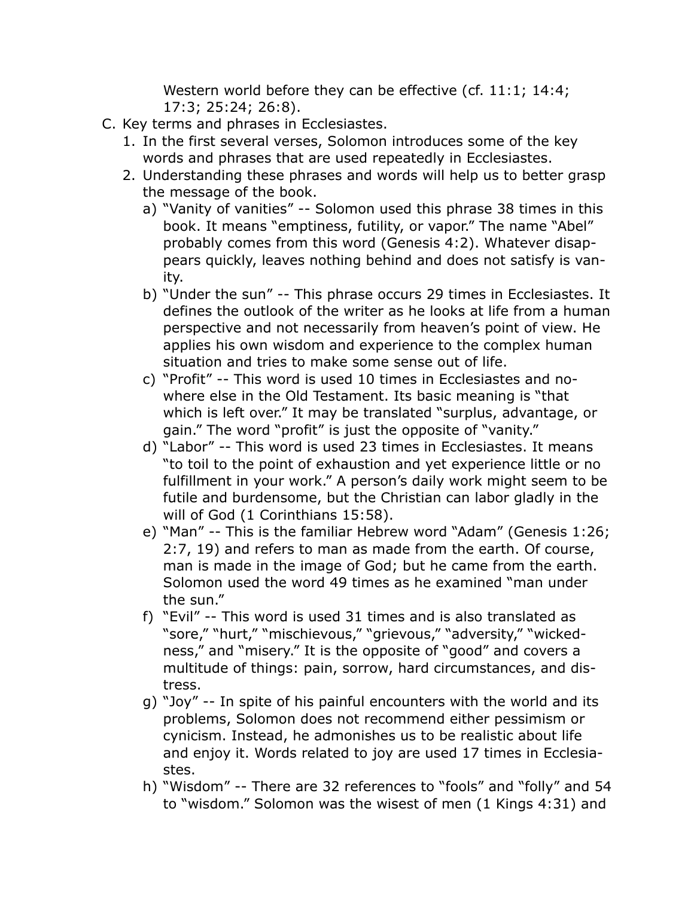Western world before they can be effective (cf. 11:1; 14:4; 17:3; 25:24; 26:8).

C. Key terms and phrases in Ecclesiastes.
   1. In the first several verses, Solomon introduces some of the key words and phrases that are used repeatedly in Ecclesiastes.
   2. Understanding these phrases and words will help us to better grasp the message of the book.
      a) "Vanity of vanities" -- Solomon used this phrase 38 times in this book. It means "emptiness, futility, or vapor." The name "Abel" probably comes from this word (Genesis 4:2). Whatever disappears quickly, leaves nothing behind and does not satisfy is vanity.
      b) "Under the sun" -- This phrase occurs 29 times in Ecclesiastes. It defines the outlook of the writer as he looks at life from a human perspective and not necessarily from heaven's point of view. He applies his own wisdom and experience to the complex human situation and tries to make some sense out of life.
      c) "Profit" -- This word is used 10 times in Ecclesiastes and nowhere else in the Old Testament. Its basic meaning is "that which is left over." It may be translated "surplus, advantage, or gain." The word "profit" is just the opposite of "vanity."
      d) "Labor" -- This word is used 23 times in Ecclesiastes. It means "to toil to the point of exhaustion and yet experience little or no fulfillment in your work." A person's daily work might seem to be futile and burdensome, but the Christian can labor gladly in the will of God (1 Corinthians 15:58).
      e) "Man" -- This is the familiar Hebrew word "Adam" (Genesis 1:26; 2:7, 19) and refers to man as made from the earth. Of course, man is made in the image of God; but he came from the earth. Solomon used the word 49 times as he examined "man under the sun."
      f) "Evil" -- This word is used 31 times and is also translated as "sore," "hurt," "mischievous," "grievous," "adversity," "wickedness," and "misery." It is the opposite of "good" and covers a multitude of things: pain, sorrow, hard circumstances, and distress.
      g) "Joy" -- In spite of his painful encounters with the world and its problems, Solomon does not recommend either pessimism or cynicism. Instead, he admonishes us to be realistic about life and enjoy it. Words related to joy are used 17 times in Ecclesiastes.
      h) "Wisdom" -- There are 32 references to "fools" and "folly" and 54 to "wisdom." Solomon was the wisest of men (1 Kings 4:31) and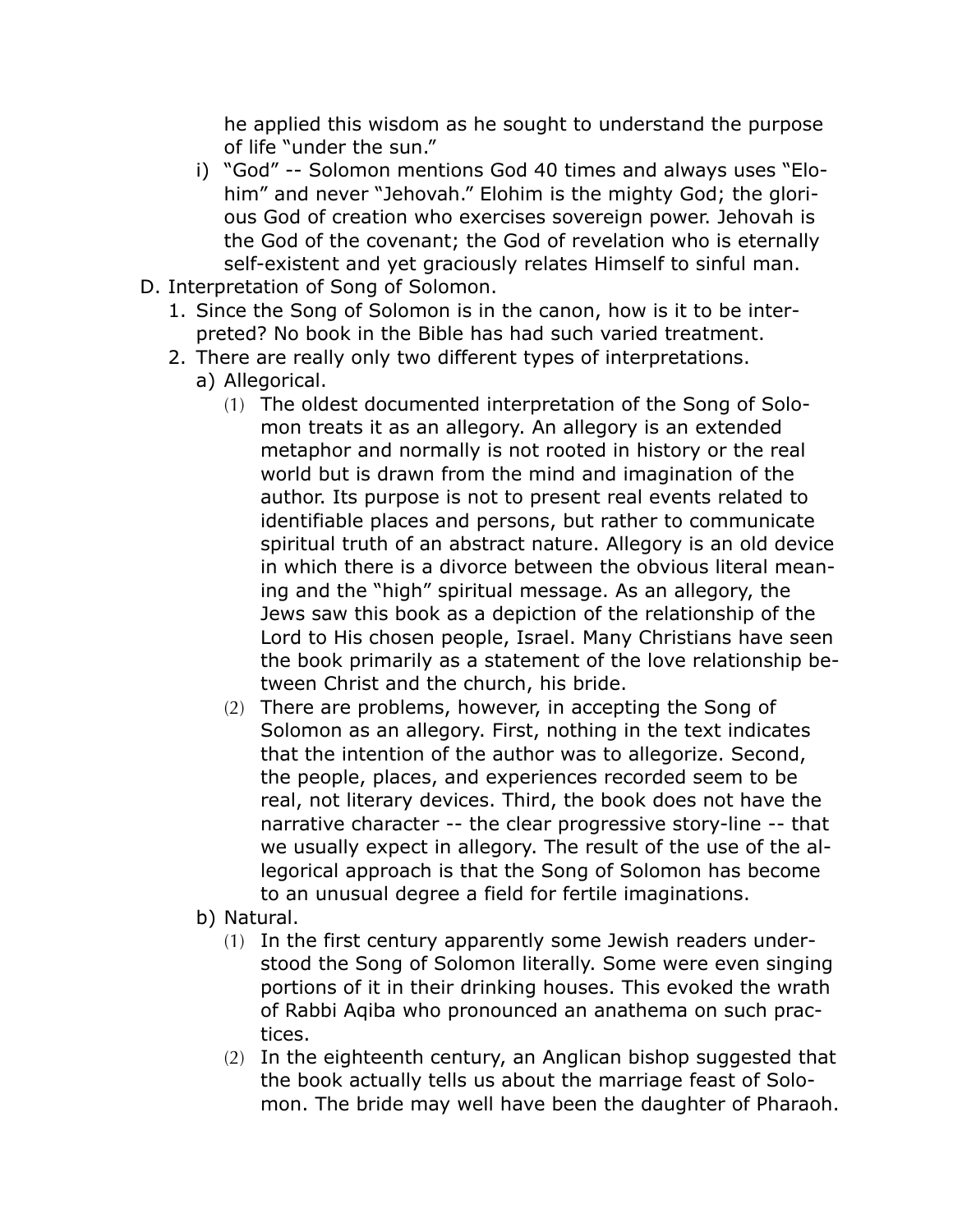he applied this wisdom as he sought to understand the purpose of life "under the sun."

i) "God" -- Solomon mentions God 40 times and always uses "Elohim" and never "Jehovah." Elohim is the mighty God; the glorious God of creation who exercises sovereign power. Jehovah is the God of the covenant; the God of revelation who is eternally self-existent and yet graciously relates Himself to sinful man.

D. Interpretation of Song of Solomon.

1. Since the Song of Solomon is in the canon, how is it to be interpreted? No book in the Bible has had such varied treatment.
2. There are really only two different types of interpretations.
   a) Allegorical.
      (1) The oldest documented interpretation of the Song of Solomon treats it as an allegory. An allegory is an extended metaphor and normally is not rooted in history or the real world but is drawn from the mind and imagination of the author. Its purpose is not to present real events related to identifiable places and persons, but rather to communicate spiritual truth of an abstract nature. Allegory is an old device in which there is a divorce between the obvious literal meaning and the "high" spiritual message. As an allegory, the Jews saw this book as a depiction of the relationship of the Lord to His chosen people, Israel. Many Christians have seen the book primarily as a statement of the love relationship between Christ and the church, his bride.
      (2) There are problems, however, in accepting the Song of Solomon as an allegory. First, nothing in the text indicates that the intention of the author was to allegorize. Second, the people, places, and experiences recorded seem to be real, not literary devices. Third, the book does not have the narrative character -- the clear progressive story-line -- that we usually expect in allegory. The result of the use of the allegorical approach is that the Song of Solomon has become to an unusual degree a field for fertile imaginations.
   b) Natural.
      (1) In the first century apparently some Jewish readers understood the Song of Solomon literally. Some were even singing portions of it in their drinking houses. This evoked the wrath of Rabbi Aqiba who pronounced an anathema on such practices.
      (2) In the eighteenth century, an Anglican bishop suggested that the book actually tells us about the marriage feast of Solomon. The bride may well have been the daughter of Pharaoh.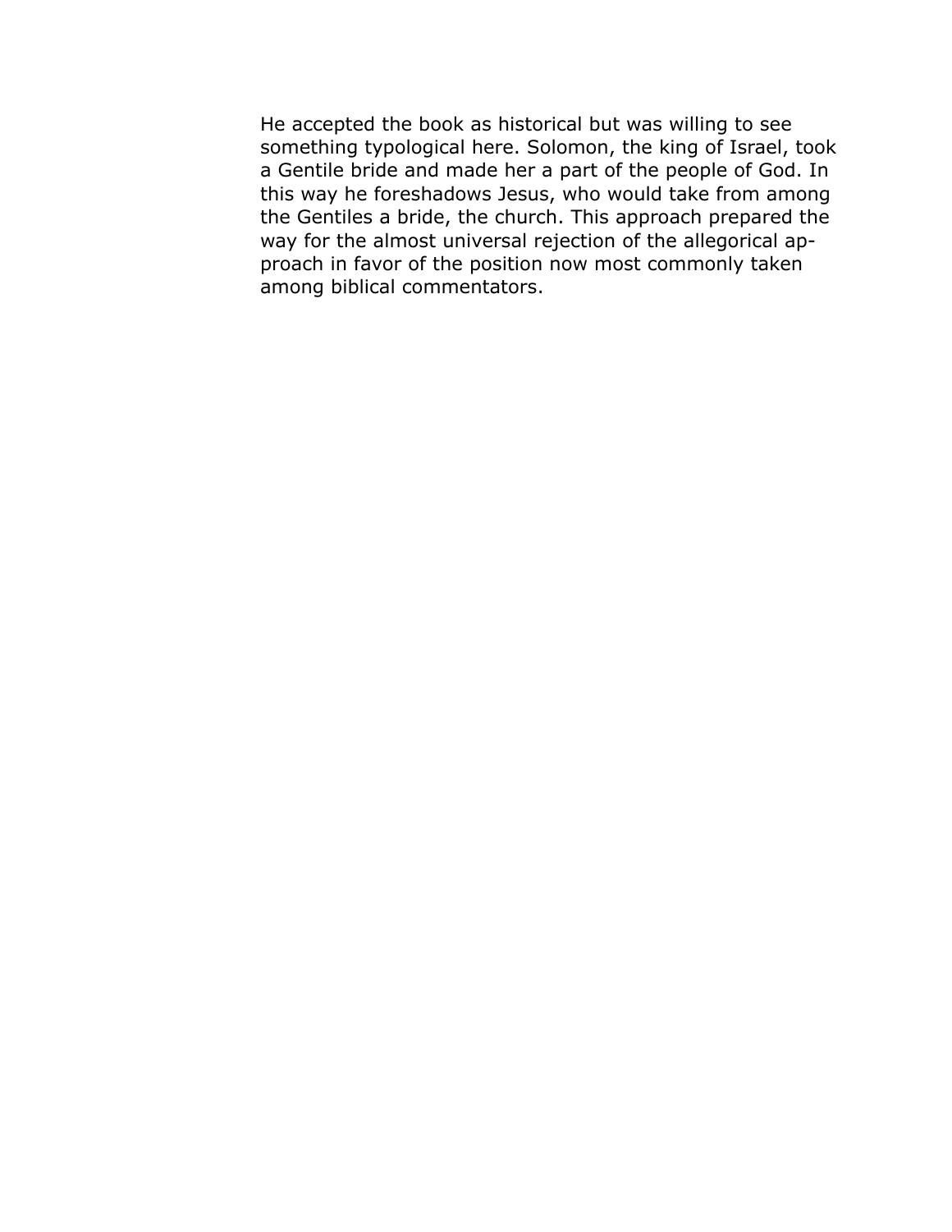He accepted the book as historical but was willing to see something typological here. Solomon, the king of Israel, took a Gentile bride and made her a part of the people of God. In this way he foreshadows Jesus, who would take from among the Gentiles a bride, the church. This approach prepared the way for the almost universal rejection of the allegorical approach in favor of the position now most commonly taken among biblical commentators.